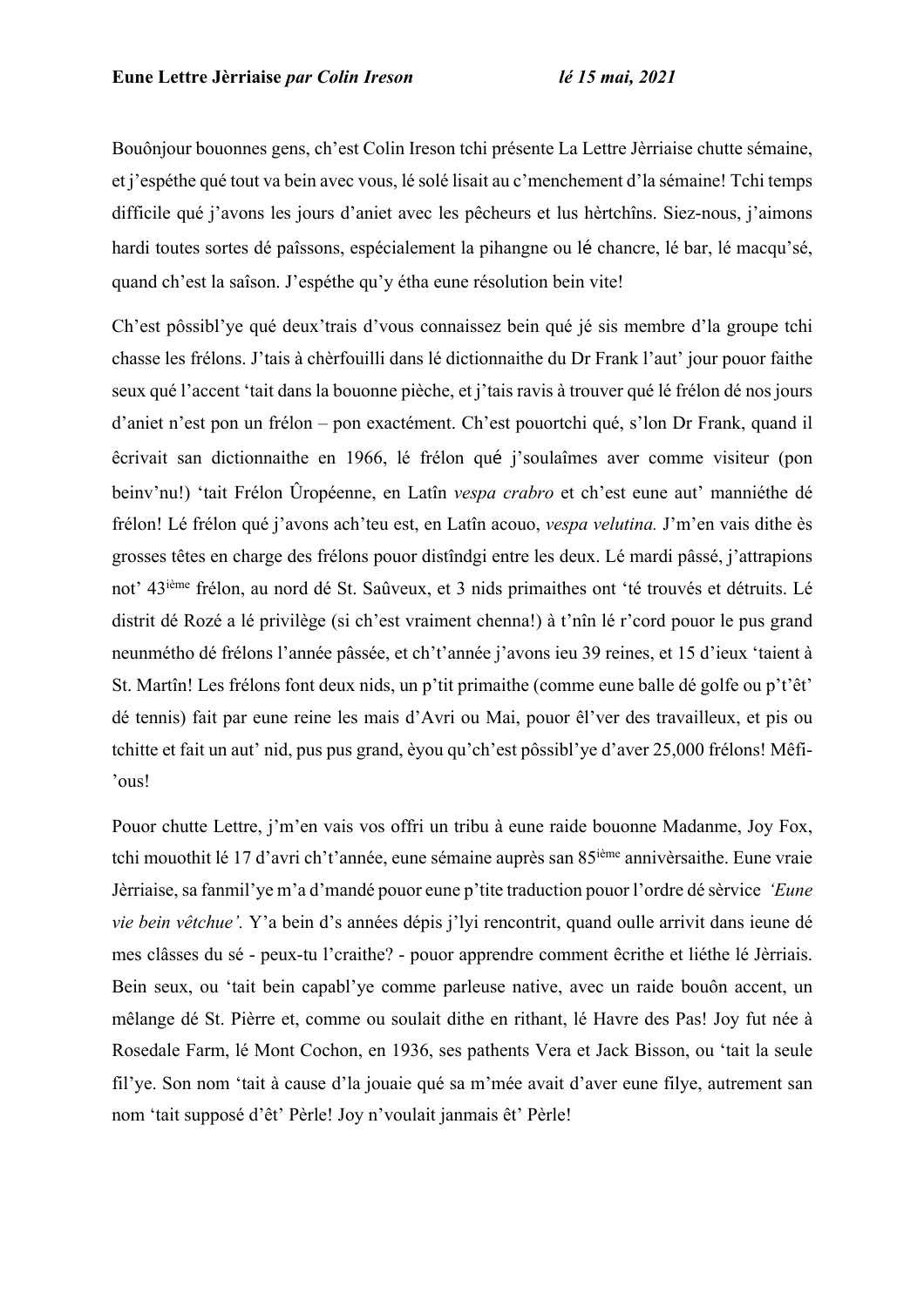**Eune Lettre Jèrriaise** ***par Colin Ireson*** ***lé 15 mai, 2021***

Bouônjour bouonnes gens, ch'est Colin Ireson tchi présente La Lettre Jèrriaise chutte sémaine, et j'espéthe qué tout va bein avec vous, lé solé lisait au c'menchement d'la sémaine! Tchi temps difficile qué j'avons les jours d'aniet avec les pêcheurs et lus hèrtchîns. Siez-nous, j'aimons hardi toutes sortes dé paîssons, espécialement la pihangne ou lé chancre, lé bar, lé macqu'sé, quand ch'est la saîson. J'espéthe qu'y étha eune résolution bein vite!

Ch'est pôssibl'ye qué deux'trais d'vous connaissez bein qué jé sis membre d'la groupe tchi chasse les frélons. J'tais à chèrfouilli dans lé dictionnaithe du Dr Frank l'aut' jour pouor faithe seux qué l'accent 'tait dans la bouonne pièche, et j'tais ravis à trouver qué lé frélon dé nos jours d'aniet n'est pon un frélon – pon exactément. Ch'est pouortchi qué, s'lon Dr Frank, quand il êcrivait san dictionnaithe en 1966, lé frélon qué j'soulaîmes aver comme visiteur (pon beinv'nu!) 'tait Frélon Ûropéenne, en Latîn *vespa crabro* et ch'est eune aut' manniéthe dé frélon! Lé frélon qué j'avons ach'teu est, en Latîn acouo, *vespa velutina.* J'm'en vais dithe ès grosses têtes en charge des frélons pouor distîndgi entre les deux. Lé mardi pâssé, j'attrapions not' 43ième frélon, au nord dé St. Saûveux, et 3 nids primaithes ont 'té trouvés et détruits. Lé distrit dé Rozé a lé privilège (si ch'est vraiment chenna!) à t'nîn lé r'cord pouor le pus grand neunmétho dé frélons l'année pâssée, et ch't'année j'avons ieu 39 reines, et 15 d'ieux 'taient à St. Martîn! Les frélons font deux nids, un p'tit primaithe (comme eune balle dé golfe ou p't'êt' dé tennis) fait par eune reine les mais d'Avri ou Mai, pouor êl'ver des travailleux, et pis ou tchitte et fait un aut' nid, pus pus grand, èyou qu'ch'est pôssibl'ye d'aver 25,000 frélons! Mêfi-'ous!

Pouor chutte Lettre, j'm'en vais vos offri un tribu à eune raide bouonne Madanme, Joy Fox, tchi mouothit lé 17 d'avri ch't'année, eune sémaine auprès san 85ième annivèrsaithe. Eune vraie Jèrriaise, sa fanmil'ye m'a d'mandé pouor eune p'tite traduction pouor l'ordre dé sèrvice *'Eune vie bein vêtchue'.* Y'a bein d's années dépis j'lyi rencontrit, quand oulle arrivit dans ieune dé mes clâsses du sé - peux-tu l'craithe? - pouor apprendre comment êcrithe et liéthe lé Jèrriais. Bein seux, ou 'tait bein capabl'ye comme parleuse native, avec un raide bouôn accent, un mêlange dé St. Pièrre et, comme ou soulait dithe en rithant, lé Havre des Pas! Joy fut née à Rosedale Farm, lé Mont Cochon, en 1936, ses pathents Vera et Jack Bisson, ou 'tait la seule fil'ye. Son nom 'tait à cause d'la jouaie qué sa m'mée avait d'aver eune filye, autrement san nom 'tait supposé d'êt' Pèrle! Joy n'voulait janmais êt' Pèrle!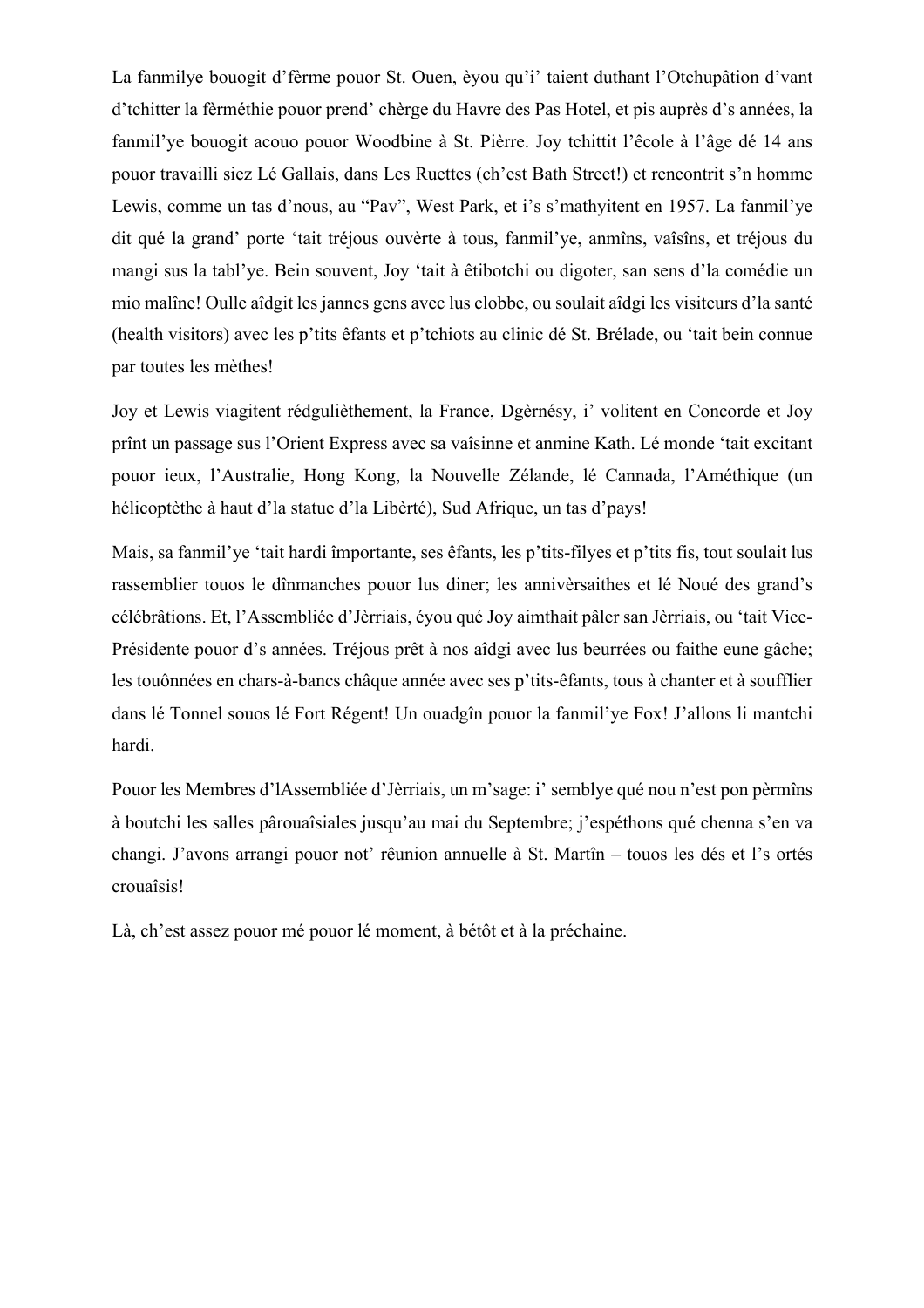La fanmilye bouogit d'fèrme pouor St. Ouen, èyou qu'i' taient duthant l'Otchupâtion d'vant d'tchitter la fèrméthie pouor prend' chèrge du Havre des Pas Hotel, et pis auprès d's années, la fanmil'ye bouogit acouo pouor Woodbine à St. Pièrre. Joy tchittit l'école à l'âge dé 14 ans pouor travailli siez Lé Gallais, dans Les Ruettes (ch'est Bath Street!) et rencontrit s'n homme Lewis, comme un tas d'nous, au "Pav", West Park, et i's s'mathyitent en 1957. La fanmil'ye dit qué la grand' porte 'tait tréjous ouvèrte à tous, fanmil'ye, anmîns, vaîsîns, et tréjous du mangi sus la tabl'ye. Bein souvent, Joy 'tait à êtibotchi ou digoter, san sens d'la comédie un mio malîne! Oulle aîdgit les jannes gens avec lus clobbe, ou soulait aîdgi les visiteurs d'la santé (health visitors) avec les p'tits êfants et p'tchiots au clinic dé St. Brélade, ou 'tait bein connue par toutes les mèthes!

Joy et Lewis viagitent rédgulièthement, la France, Dgèrnésy, i' volitent en Concorde et Joy prînt un passage sus l'Orient Express avec sa vaîsinne et anmine Kath. Lé monde 'tait excitant pouor ieux, l'Australie, Hong Kong, la Nouvelle Zélande, lé Cannada, l'Améthique (un hélicoptèthe à haut d'la statue d'la Libèrté), Sud Afrique, un tas d'pays!

Mais, sa fanmil'ye 'tait hardi împortante, ses êfants, les p'tits-filyes et p'tits fis, tout soulait lus rassemblier touos le dînmanches pouor lus diner; les annivèrsaithes et lé Noué des grand's célébrâtions. Et, l'Assembliée d'Jèrriais, éyou qué Joy aimthait pâler san Jèrriais, ou 'tait Vice-Présidente pouor d's années. Tréjous prêt à nos aîdgi avec lus beurrées ou faithe eune gâche; les touônnées en chars-à-bancs châque année avec ses p'tits-êfants, tous à chanter et à soufflier dans lé Tonnel souos lé Fort Régent! Un ouadgîn pouor la fanmil'ye Fox! J'allons li mantchi hardi.

Pouor les Membres d'lAssembliée d'Jèrriais, un m'sage: i' semblye qué nou n'est pon pèrmîns à boutchi les salles pârouaîsiales jusqu'au mai du Septembre; j'espéthons qué chenna s'en va changi. J'avons arrangi pouor not' rêunion annuelle à St. Martîn – touos les dés et l's ortés crouaîsis!

Là, ch'est assez pouor mé pouor lé moment, à bétôt et à la préchaine.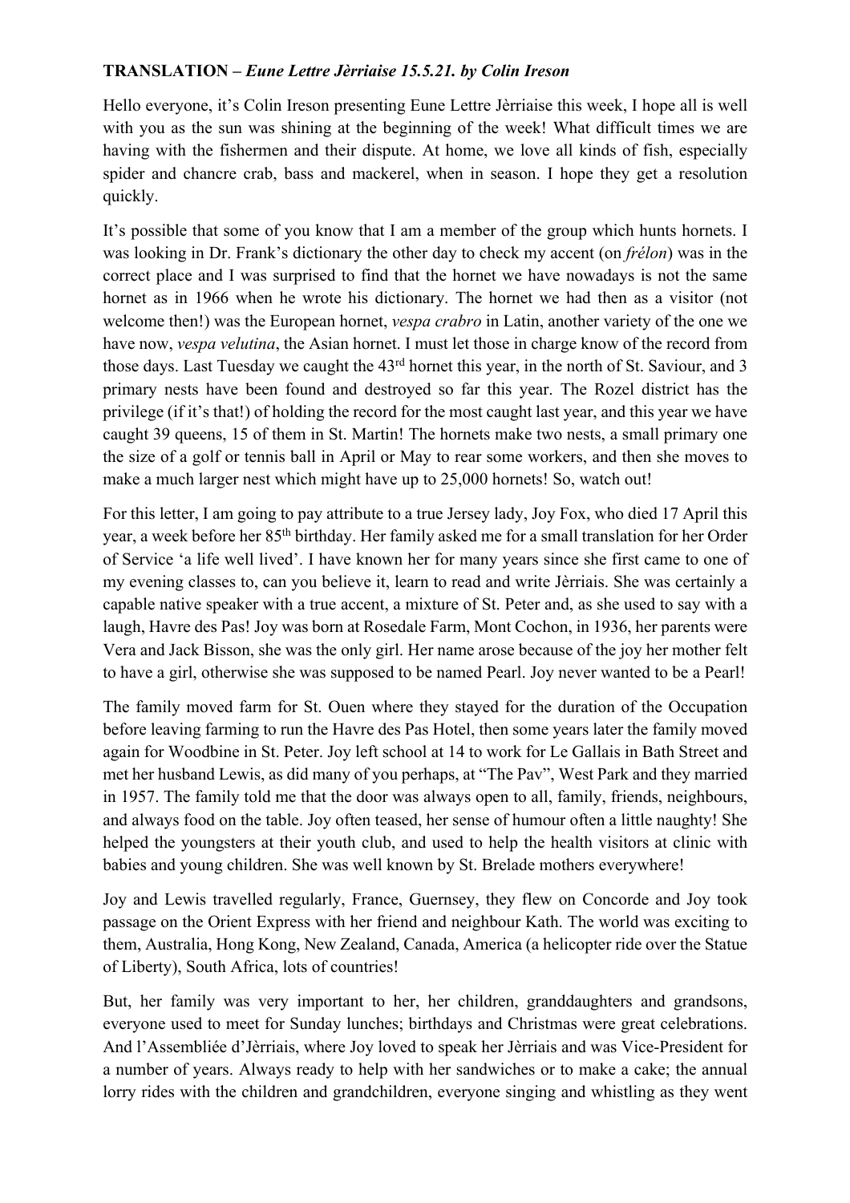**TRANSLATION – *Eune Lettre Jèrriaise 15.5.21. by Colin Ireson***

Hello everyone, it's Colin Ireson presenting Eune Lettre Jèrriaise this week, I hope all is well with you as the sun was shining at the beginning of the week! What difficult times we are having with the fishermen and their dispute. At home, we love all kinds of fish, especially spider and chancre crab, bass and mackerel, when in season. I hope they get a resolution quickly.

It's possible that some of you know that I am a member of the group which hunts hornets. I was looking in Dr. Frank's dictionary the other day to check my accent (on *frélon*) was in the correct place and I was surprised to find that the hornet we have nowadays is not the same hornet as in 1966 when he wrote his dictionary. The hornet we had then as a visitor (not welcome then!) was the European hornet, *vespa crabro* in Latin, another variety of the one we have now, *vespa velutina*, the Asian hornet. I must let those in charge know of the record from those days. Last Tuesday we caught the 43rd hornet this year, in the north of St. Saviour, and 3 primary nests have been found and destroyed so far this year. The Rozel district has the privilege (if it's that!) of holding the record for the most caught last year, and this year we have caught 39 queens, 15 of them in St. Martin! The hornets make two nests, a small primary one the size of a golf or tennis ball in April or May to rear some workers, and then she moves to make a much larger nest which might have up to 25,000 hornets! So, watch out!

For this letter, I am going to pay attribute to a true Jersey lady, Joy Fox, who died 17 April this year, a week before her 85th birthday. Her family asked me for a small translation for her Order of Service 'a life well lived'. I have known her for many years since she first came to one of my evening classes to, can you believe it, learn to read and write Jèrriais. She was certainly a capable native speaker with a true accent, a mixture of St. Peter and, as she used to say with a laugh, Havre des Pas! Joy was born at Rosedale Farm, Mont Cochon, in 1936, her parents were Vera and Jack Bisson, she was the only girl. Her name arose because of the joy her mother felt to have a girl, otherwise she was supposed to be named Pearl. Joy never wanted to be a Pearl!

The family moved farm for St. Ouen where they stayed for the duration of the Occupation before leaving farming to run the Havre des Pas Hotel, then some years later the family moved again for Woodbine in St. Peter. Joy left school at 14 to work for Le Gallais in Bath Street and met her husband Lewis, as did many of you perhaps, at "The Pav", West Park and they married in 1957. The family told me that the door was always open to all, family, friends, neighbours, and always food on the table. Joy often teased, her sense of humour often a little naughty! She helped the youngsters at their youth club, and used to help the health visitors at clinic with babies and young children. She was well known by St. Brelade mothers everywhere!

Joy and Lewis travelled regularly, France, Guernsey, they flew on Concorde and Joy took passage on the Orient Express with her friend and neighbour Kath. The world was exciting to them, Australia, Hong Kong, New Zealand, Canada, America (a helicopter ride over the Statue of Liberty), South Africa, lots of countries!

But, her family was very important to her, her children, granddaughters and grandsons, everyone used to meet for Sunday lunches; birthdays and Christmas were great celebrations. And l'Assembliée d'Jèrriais, where Joy loved to speak her Jèrriais and was Vice-President for a number of years. Always ready to help with her sandwiches or to make a cake; the annual lorry rides with the children and grandchildren, everyone singing and whistling as they went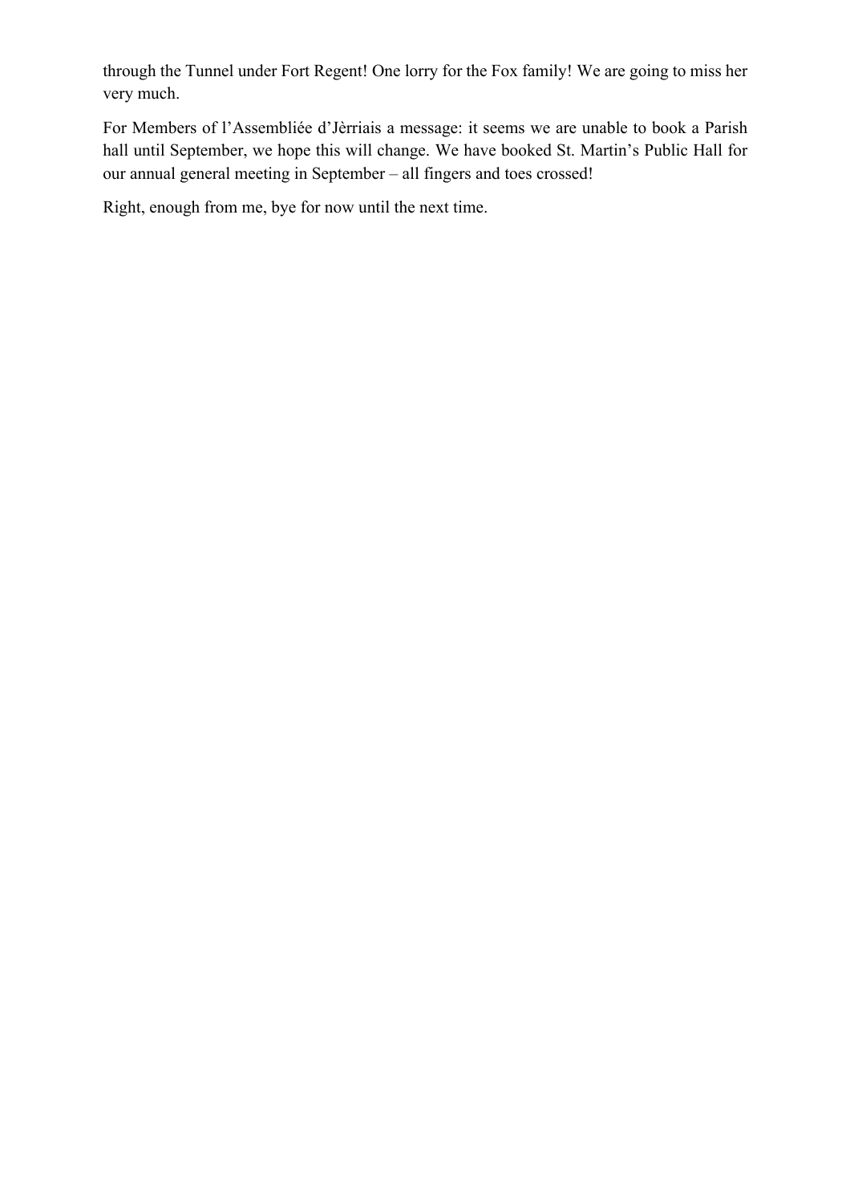through the Tunnel under Fort Regent! One lorry for the Fox family! We are going to miss her very much.

For Members of l'Assembliée d'Jèrriais a message: it seems we are unable to book a Parish hall until September, we hope this will change. We have booked St. Martin's Public Hall for our annual general meeting in September – all fingers and toes crossed!

Right, enough from me, bye for now until the next time.